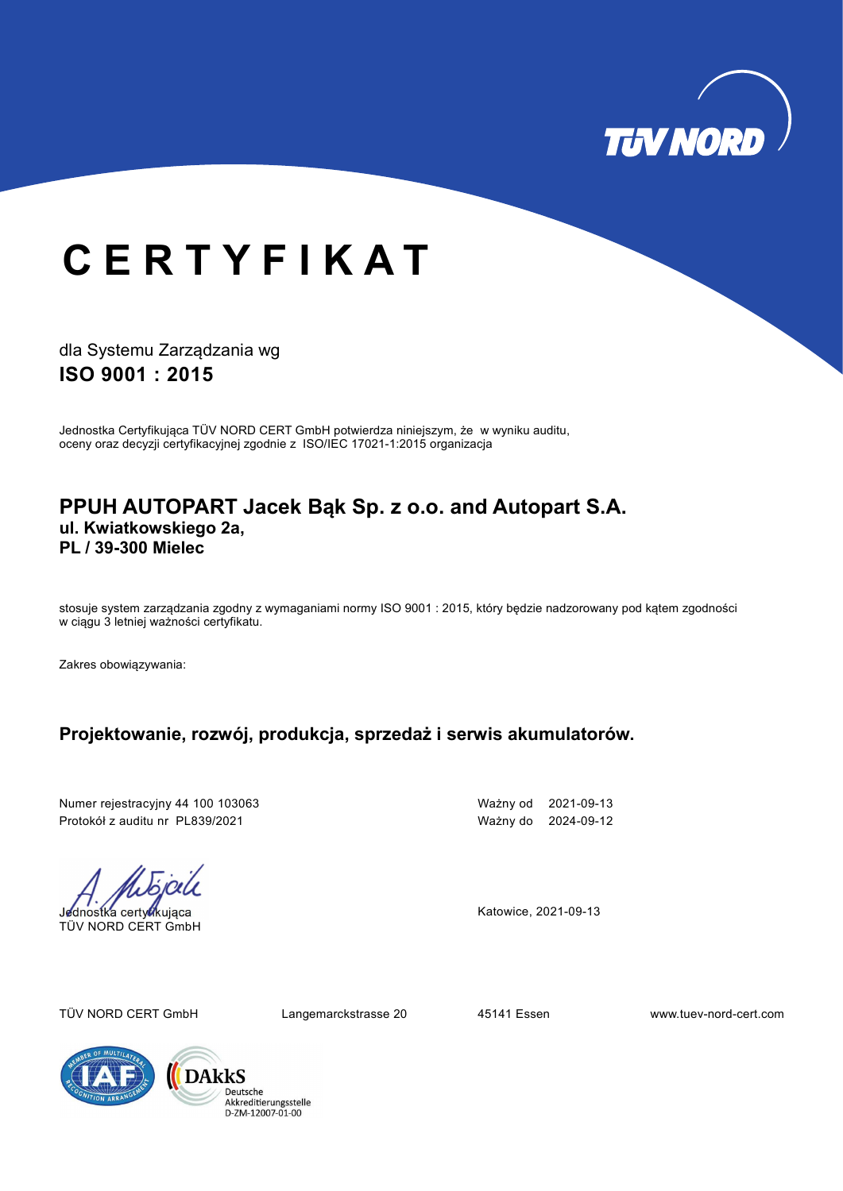# C E R T Y F I K A T

dla Systemu Zarządzania wg
**ISO 9001 : 2015**

Jednostka Certyfikująca TÜV NORD CERT GmbH potwierdza niniejszym, że w wyniku auditu, oceny oraz decyzji certyfikacyjnej zgodnie z ISO/IEC 17021-1:2015 organizacja

## PPUH AUTOPART Jacek Bąk Sp. z o.o. and Autopart S.A.
**ul. Kwiatkowskiego 2a,**
**PL / 39-300 Mielec**

stosuje system zarządzania zgodny z wymaganiami normy ISO 9001 : 2015, który będzie nadzorowany pod kątem zgodności w ciągu 3 letniej ważności certyfikatu.

Zakres obowiązywania:

**Projektowanie, rozwój, produkcja, sprzedaż i serwis akumulatorów.**

Numer rejestracyjny 44 100 103063
Protokół z auditu nr PL839/2021

Ważny od 2021-09-13
Ważny do 2024-09-12

Jednostka certyfikująca
TÜV NORD CERT GmbH

Katowice, 2021-09-13

TÜV NORD CERT GmbH Langemarckstrasse 20 45141 Essen www.tuev-nord-cert.com

DAkkS Deutsche Akkreditierungsstelle D-ZM-12007-01-00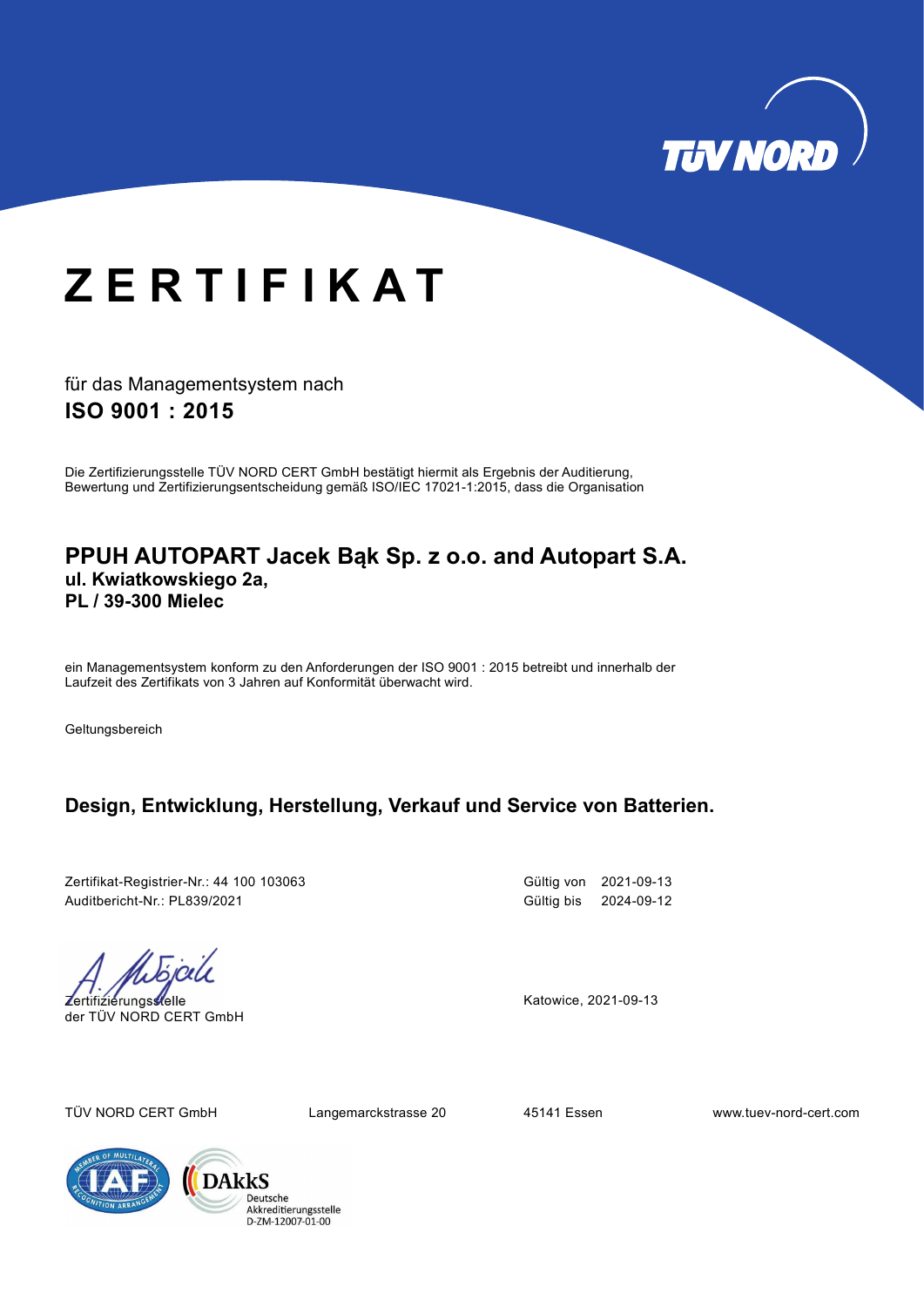# Z E R T I F I K A T

für das Managementsystem nach

**ISO 9001 : 2015**

Die Zertifizierungsstelle TÜV NORD CERT GmbH bestätigt hiermit als Ergebnis der Auditierung, Bewertung und Zertifizierungsentscheidung gemäß ISO/IEC 17021-1:2015, dass die Organisation

## PPUH AUTOPART Jacek Bąk Sp. z o.o. and Autopart S.A.

**ul. Kwiatkowskiego 2a,**
**PL / 39-300 Mielec**

ein Managementsystem konform zu den Anforderungen der ISO 9001 : 2015 betreibt und innerhalb der Laufzeit des Zertifikats von 3 Jahren auf Konformität überwacht wird.

Geltungsbereich

### Design, Entwicklung, Herstellung, Verkauf und Service von Batterien.

Zertifikat-Registrier-Nr.: 44 100 103063
Auditbericht-Nr.: PL839/2021

Gültig von 2021-09-13
Gültig bis 2024-09-12

Zertifizierungsstelle
der TÜV NORD CERT GmbH

Katowice, 2021-09-13

TÜV NORD CERT GmbH Langemarckstrasse 20 45141 Essen www.tuev-nord-cert.com

DAkkS Deutsche Akkreditierungsstelle D-ZM-12007-01-00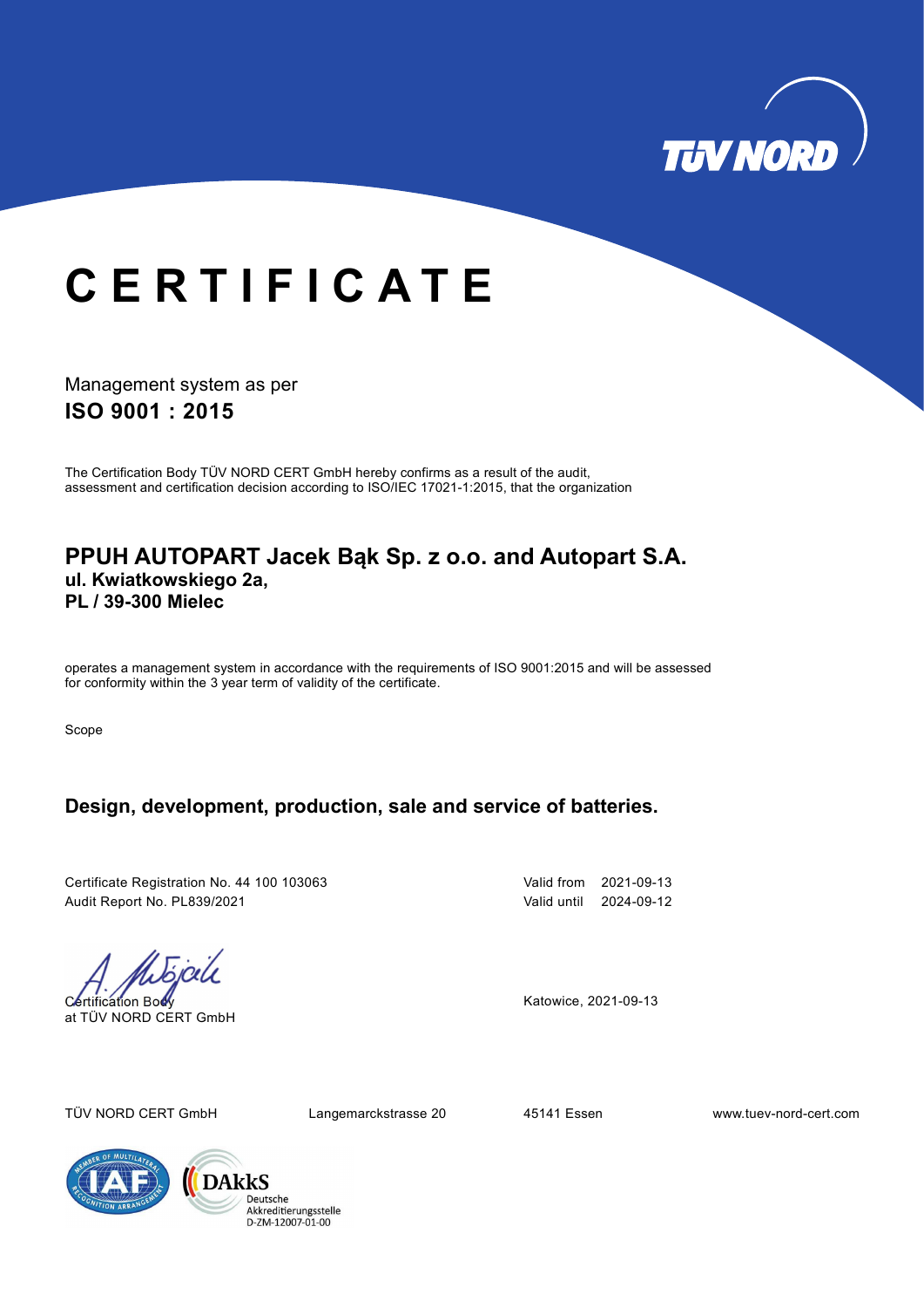TÜV NORD

# CERTIFICATE

Management system as per

## ISO 9001 : 2015

The Certification Body TÜV NORD CERT GmbH hereby confirms as a result of the audit, assessment and certification decision according to ISO/IEC 17021-1:2015, that the organization

## PPUH AUTOPART Jacek Bąk Sp. z o.o. and Autopart S.A.

**ul. Kwiatkowskiego 2a,**
**PL / 39-300 Mielec**

operates a management system in accordance with the requirements of ISO 9001:2015 and will be assessed for conformity within the 3 year term of validity of the certificate.

Scope

**Design, development, production, sale and service of batteries.**

Certificate Registration No. 44 100 103063
Audit Report No. PL839/2021

Valid from 2021-09-13
Valid until 2024-09-12

Certification Body
at TÜV NORD CERT GmbH

Katowice, 2021-09-13

TÜV NORD CERT GmbH Langemarckstrasse 20 45141 Essen www.tuev-nord-cert.com

DAkkS Deutsche Akkreditierungsstelle D-ZM-12007-01-00